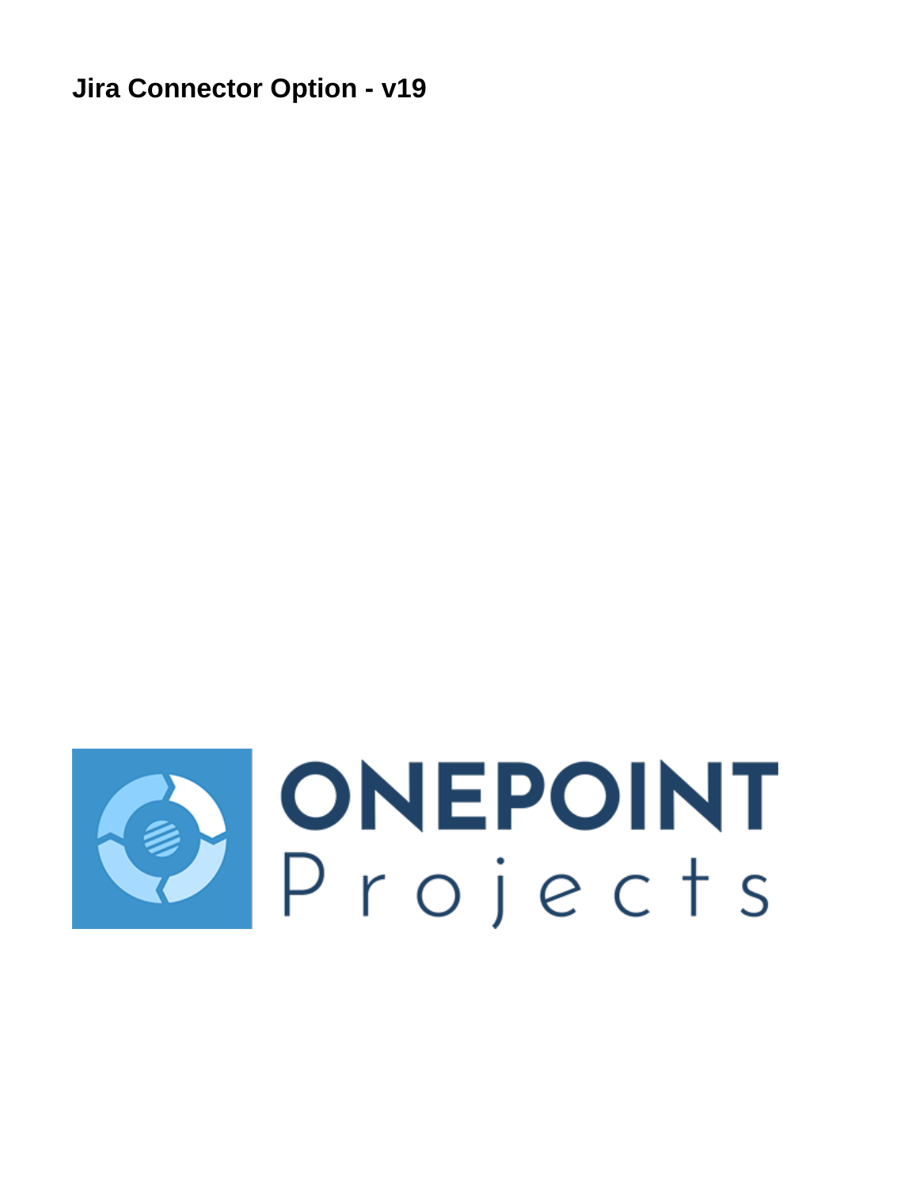# Jira Connector Option - v19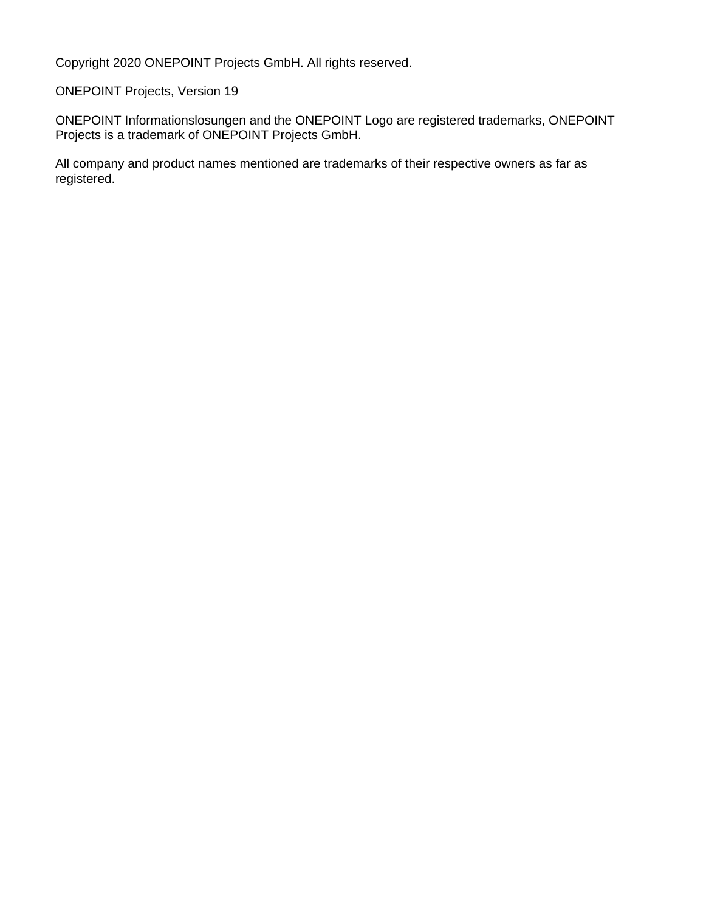Copyright 2020 ONEPOINT Projects GmbH. All rights reserved.

ONEPOINT Projects, Version 19

ONEPOINT Informationslosungen and the ONEPOINT Logo are registered trademarks, ONEPOINT Projects is a trademark of ONEPOINT Projects GmbH.

All company and product names mentioned are trademarks of their respective owners as far as registered.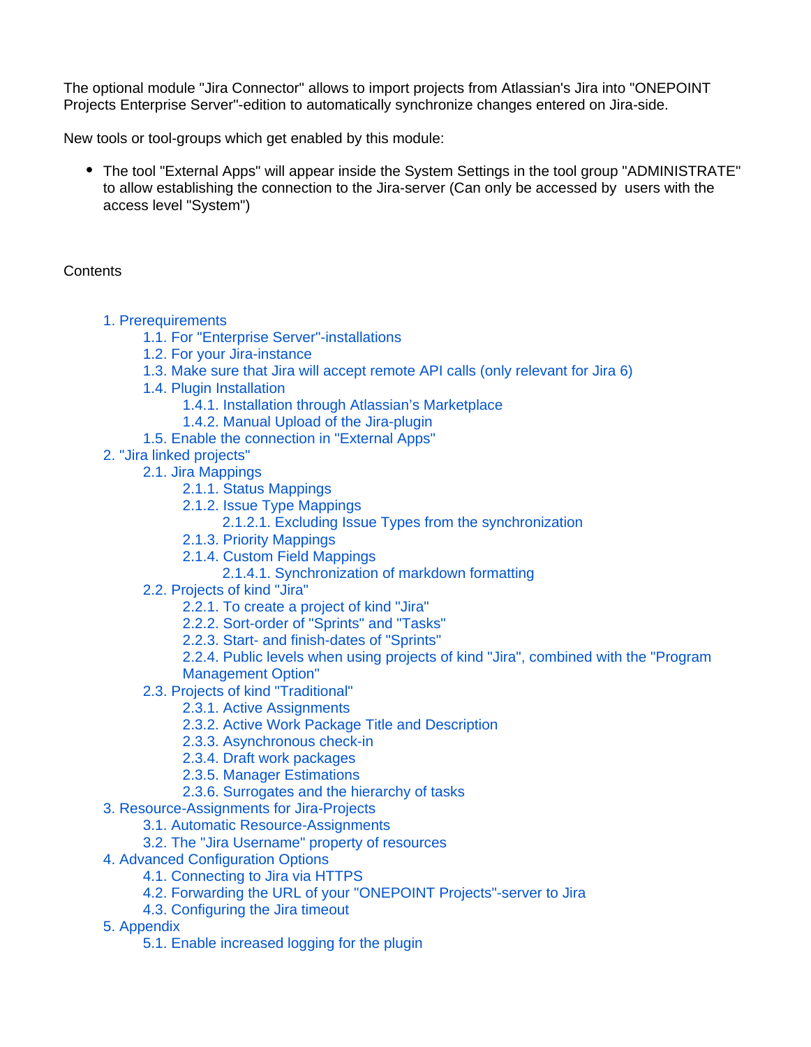The optional module "Jira Connector" allows to import projects from Atlassian's Jira into "ONEPOINT Projects Enterprise Server"-edition to automatically synchronize changes entered on Jira-side.

New tools or tool-groups which get enabled by this module:

- The tool "External Apps" will appear inside the System Settings in the tool group "ADMINISTRATE" to allow establishing the connection to the Jira-server (Can only be accessed by users with the access level "System")

Contents

- 1. Prerequirements
  - 1.1. For "Enterprise Server"-installations
  - 1.2. For your Jira-instance
  - 1.3. Make sure that Jira will accept remote API calls (only relevant for Jira 6)
  - 1.4. Plugin Installation
    - 1.4.1. Installation through Atlassian's Marketplace
    - 1.4.2. Manual Upload of the Jira-plugin
  - 1.5. Enable the connection in "External Apps"
- 2. "Jira linked projects"
  - 2.1. Jira Mappings
    - 2.1.1. Status Mappings
    - 2.1.2. Issue Type Mappings
      - 2.1.2.1. Excluding Issue Types from the synchronization
    - 2.1.3. Priority Mappings
    - 2.1.4. Custom Field Mappings
      - 2.1.4.1. Synchronization of markdown formatting
  - 2.2. Projects of kind "Jira"
    - 2.2.1. To create a project of kind "Jira"
    - 2.2.2. Sort-order of "Sprints" and "Tasks"
    - 2.2.3. Start- and finish-dates of "Sprints"
    - 2.2.4. Public levels when using projects of kind "Jira", combined with the "Program Management Option"
  - 2.3. Projects of kind "Traditional"
    - 2.3.1. Active Assignments
    - 2.3.2. Active Work Package Title and Description
    - 2.3.3. Asynchronous check-in
    - 2.3.4. Draft work packages
    - 2.3.5. Manager Estimations
    - 2.3.6. Surrogates and the hierarchy of tasks
- 3. Resource-Assignments for Jira-Projects
  - 3.1. Automatic Resource-Assignments
  - 3.2. The "Jira Username" property of resources
- 4. Advanced Configuration Options
  - 4.1. Connecting to Jira via HTTPS
  - 4.2. Forwarding the URL of your "ONEPOINT Projects"-server to Jira
  - 4.3. Configuring the Jira timeout
- 5. Appendix
  - 5.1. Enable increased logging for the plugin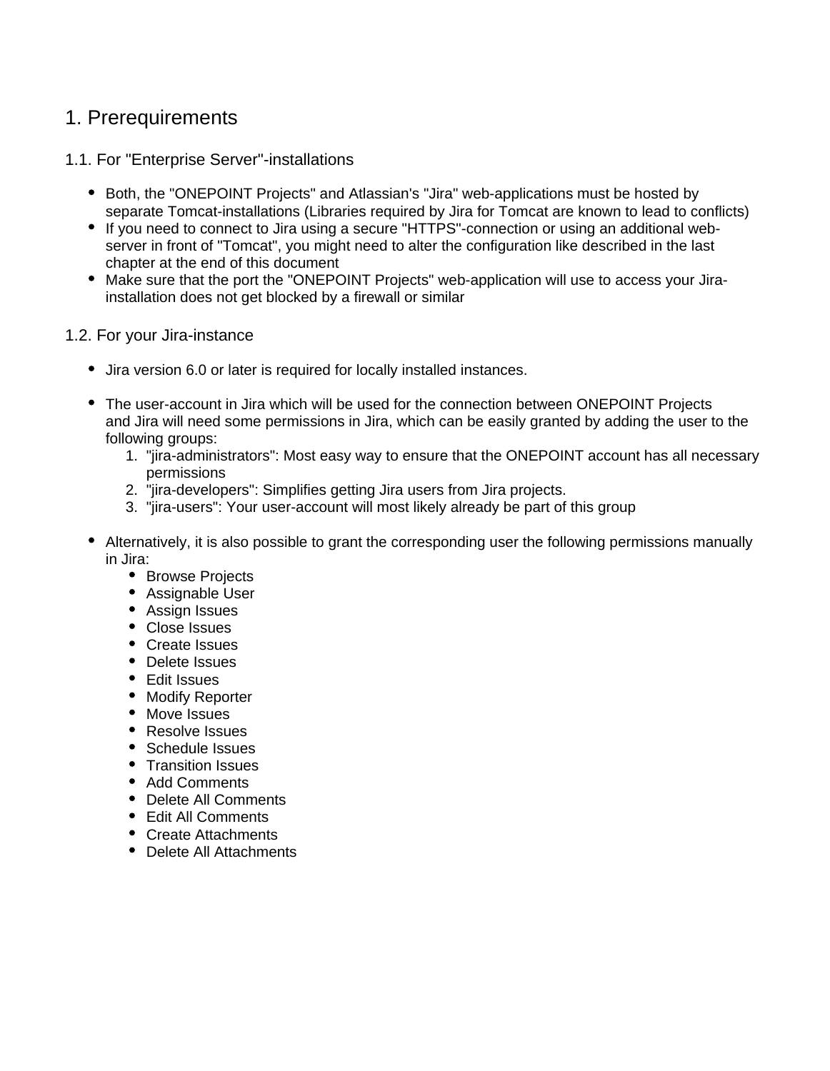# 1. Prerequirements

## 1.1. For "Enterprise Server"-installations

- Both, the "ONEPOINT Projects" and Atlassian's "Jira" web-applications must be hosted by separate Tomcat-installations (Libraries required by Jira for Tomcat are known to lead to conflicts)
- If you need to connect to Jira using a secure "HTTPS"-connection or using an additional web-server in front of "Tomcat", you might need to alter the configuration like described in the last chapter at the end of this document
- Make sure that the port the "ONEPOINT Projects" web-application will use to access your Jira-installation does not get blocked by a firewall or similar

## 1.2. For your Jira-instance

- Jira version 6.0 or later is required for locally installed instances.
- The user-account in Jira which will be used for the connection between ONEPOINT Projects and Jira will need some permissions in Jira, which can be easily granted by adding the user to the following groups:
  1. "jira-administrators": Most easy way to ensure that the ONEPOINT account has all necessary permissions
  2. "jira-developers": Simplifies getting Jira users from Jira projects.
  3. "jira-users": Your user-account will most likely already be part of this group
- Alternatively, it is also possible to grant the corresponding user the following permissions manually in Jira:
  - Browse Projects
  - Assignable User
  - Assign Issues
  - Close Issues
  - Create Issues
  - Delete Issues
  - Edit Issues
  - Modify Reporter
  - Move Issues
  - Resolve Issues
  - Schedule Issues
  - Transition Issues
  - Add Comments
  - Delete All Comments
  - Edit All Comments
  - Create Attachments
  - Delete All Attachments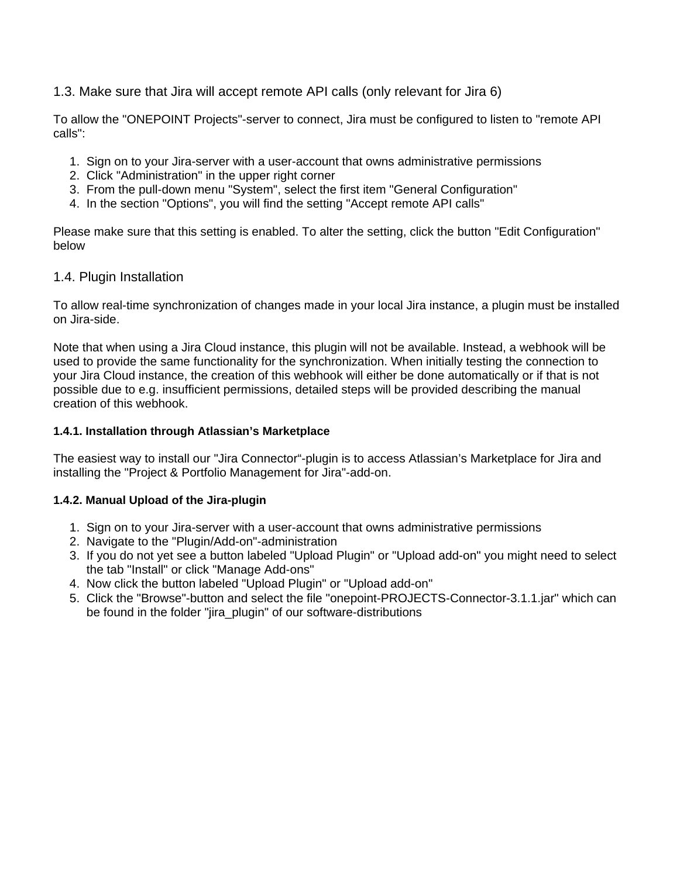## 1.3. Make sure that Jira will accept remote API calls (only relevant for Jira 6)

To allow the "ONEPOINT Projects"-server to connect, Jira must be configured to listen to "remote API calls":

1. Sign on to your Jira-server with a user-account that owns administrative permissions
2. Click "Administration" in the upper right corner
3. From the pull-down menu "System", select the first item "General Configuration"
4. In the section "Options", you will find the setting "Accept remote API calls"

Please make sure that this setting is enabled. To alter the setting, click the button "Edit Configuration" below

## 1.4. Plugin Installation

To allow real-time synchronization of changes made in your local Jira instance, a plugin must be installed on Jira-side.

Note that when using a Jira Cloud instance, this plugin will not be available. Instead, a webhook will be used to provide the same functionality for the synchronization. When initially testing the connection to your Jira Cloud instance, the creation of this webhook will either be done automatically or if that is not possible due to e.g. insufficient permissions, detailed steps will be provided describing the manual creation of this webhook.

### 1.4.1. Installation through Atlassian's Marketplace

The easiest way to install our "Jira Connector"-plugin is to access Atlassian's Marketplace for Jira and installing the "Project & Portfolio Management for Jira"-add-on.

### 1.4.2. Manual Upload of the Jira-plugin

1. Sign on to your Jira-server with a user-account that owns administrative permissions
2. Navigate to the "Plugin/Add-on"-administration
3. If you do not yet see a button labeled "Upload Plugin" or "Upload add-on" you might need to select the tab "Install" or click "Manage Add-ons"
4. Now click the button labeled "Upload Plugin" or "Upload add-on"
5. Click the "Browse"-button and select the file "onepoint-PROJECTS-Connector-3.1.1.jar" which can be found in the folder "jira_plugin" of our software-distributions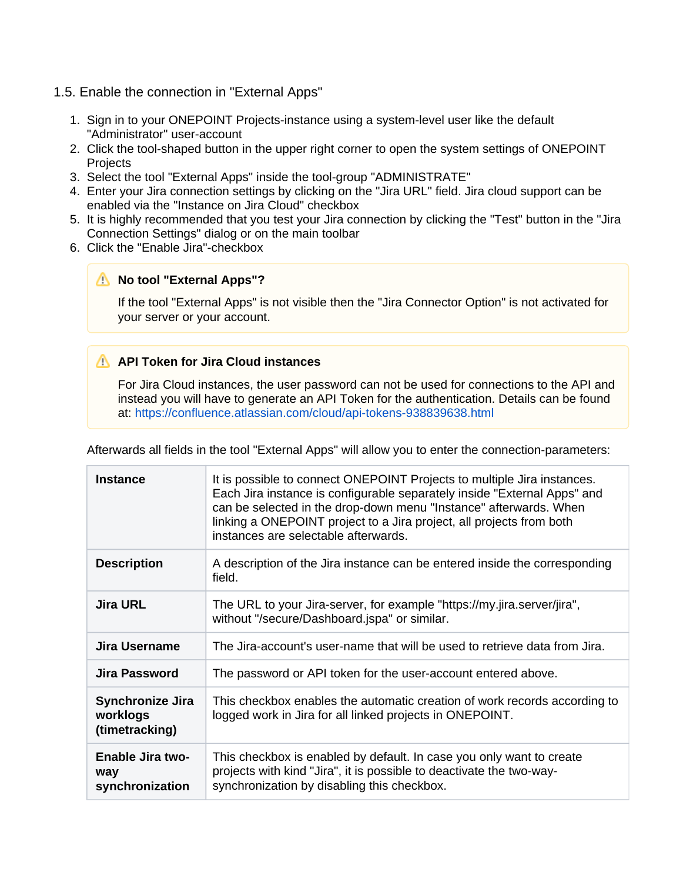### 1.5. Enable the connection in "External Apps"

1. Sign in to your ONEPOINT Projects-instance using a system-level user like the default "Administrator" user-account
2. Click the tool-shaped button in the upper right corner to open the system settings of ONEPOINT Projects
3. Select the tool "External Apps" inside the tool-group "ADMINISTRATE"
4. Enter your Jira connection settings by clicking on the "Jira URL" field. Jira cloud support can be enabled via the "Instance on Jira Cloud" checkbox
5. It is highly recommended that you test your Jira connection by clicking the "Test" button in the "Jira Connection Settings" dialog or on the main toolbar
6. Click the "Enable Jira"-checkbox

> ⚠️ **No tool "External Apps"?**
>
> If the tool "External Apps" is not visible then the "Jira Connector Option" is not activated for your server or your account.

> ⚠️ **API Token for Jira Cloud instances**
>
> For Jira Cloud instances, the user password can not be used for connections to the API and instead you will have to generate an API Token for the authentication. Details can be found at: https://confluence.atlassian.com/cloud/api-tokens-938839638.html

Afterwards all fields in the tool "External Apps" will allow you to enter the connection-parameters:

| | |
|---|---|
| **Instance** | It is possible to connect ONEPOINT Projects to multiple Jira instances. Each Jira instance is configurable separately inside "External Apps" and can be selected in the drop-down menu "Instance" afterwards. When linking a ONEPOINT project to a Jira project, all projects from both instances are selectable afterwards. |
| **Description** | A description of the Jira instance can be entered inside the corresponding field. |
| **Jira URL** | The URL to your Jira-server, for example "https://my.jira.server/jira", without "/secure/Dashboard.jspa" or similar. |
| **Jira Username** | The Jira-account's user-name that will be used to retrieve data from Jira. |
| **Jira Password** | The password or API token for the user-account entered above. |
| **Synchronize Jira worklogs (timetracking)** | This checkbox enables the automatic creation of work records according to logged work in Jira for all linked projects in ONEPOINT. |
| **Enable Jira two-way synchronization** | This checkbox is enabled by default. In case you only want to create projects with kind "Jira", it is possible to deactivate the two-way-synchronization by disabling this checkbox. |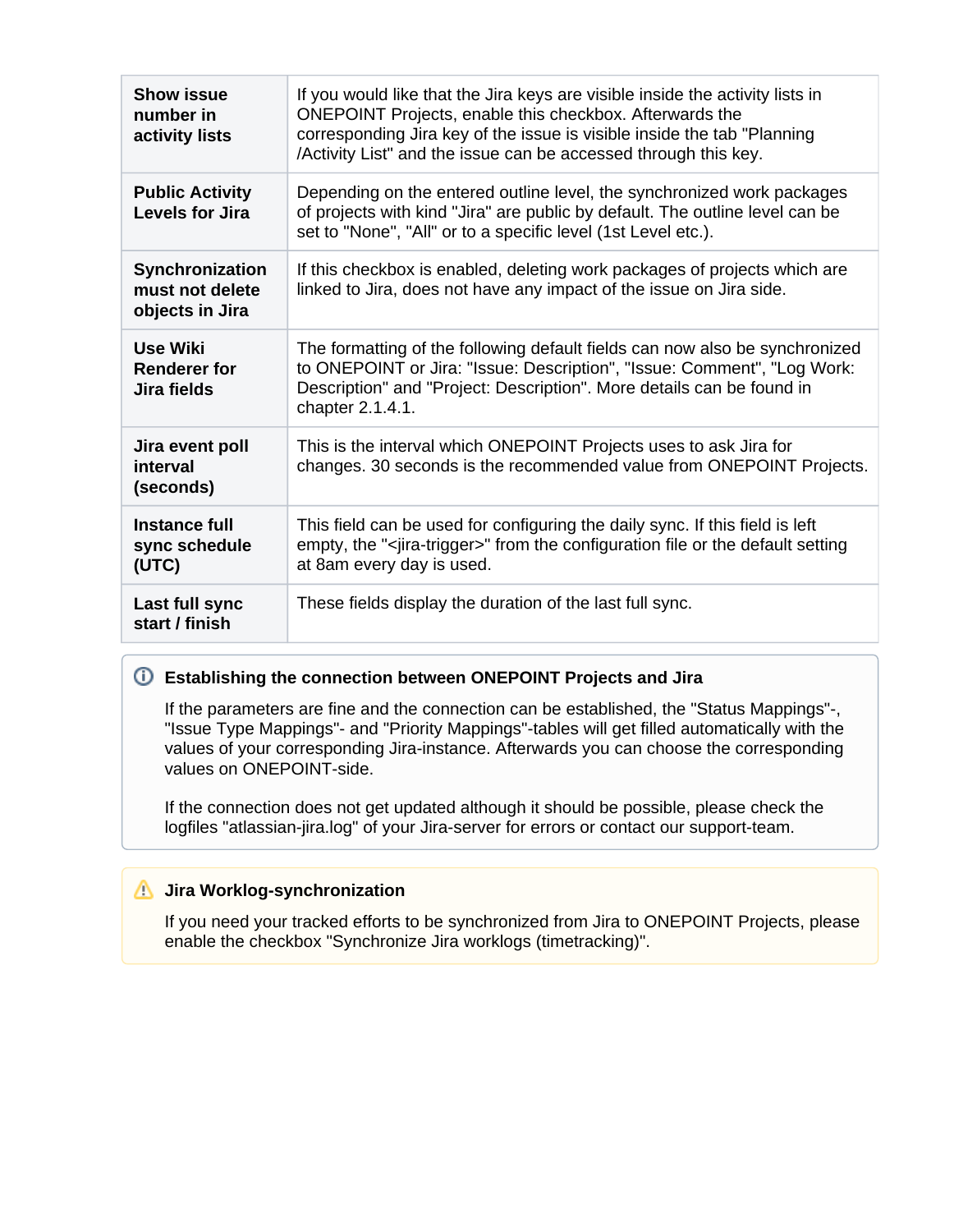| | |
|---|---|
| **Show issue number in activity lists** | If you would like that the Jira keys are visible inside the activity lists in ONEPOINT Projects, enable this checkbox. Afterwards the corresponding Jira key of the issue is visible inside the tab "Planning /Activity List" and the issue can be accessed through this key. |
| **Public Activity Levels for Jira** | Depending on the entered outline level, the synchronized work packages of projects with kind "Jira" are public by default. The outline level can be set to "None", "All" or to a specific level (1st Level etc.). |
| **Synchronization must not delete objects in Jira** | If this checkbox is enabled, deleting work packages of projects which are linked to Jira, does not have any impact of the issue on Jira side. |
| **Use Wiki Renderer for Jira fields** | The formatting of the following default fields can now also be synchronized to ONEPOINT or Jira: "Issue: Description", "Issue: Comment", "Log Work: Description" and "Project: Description". More details can be found in chapter 2.1.4.1. |
| **Jira event poll interval (seconds)** | This is the interval which ONEPOINT Projects uses to ask Jira for changes. 30 seconds is the recommended value from ONEPOINT Projects. |
| **Instance full sync schedule (UTC)** | This field can be used for configuring the daily sync. If this field is left empty, the "<jira-trigger>" from the configuration file or the default setting at 8am every day is used. |
| **Last full sync start / finish** | These fields display the duration of the last full sync. |

**Establishing the connection between ONEPOINT Projects and Jira**

If the parameters are fine and the connection can be established, the "Status Mappings"-, "Issue Type Mappings"- and "Priority Mappings"-tables will get filled automatically with the values of your corresponding Jira-instance. Afterwards you can choose the corresponding values on ONEPOINT-side.

If the connection does not get updated although it should be possible, please check the logfiles "atlassian-jira.log" of your Jira-server for errors or contact our support-team.

**Jira Worklog-synchronization**

If you need your tracked efforts to be synchronized from Jira to ONEPOINT Projects, please enable the checkbox "Synchronize Jira worklogs (timetracking)".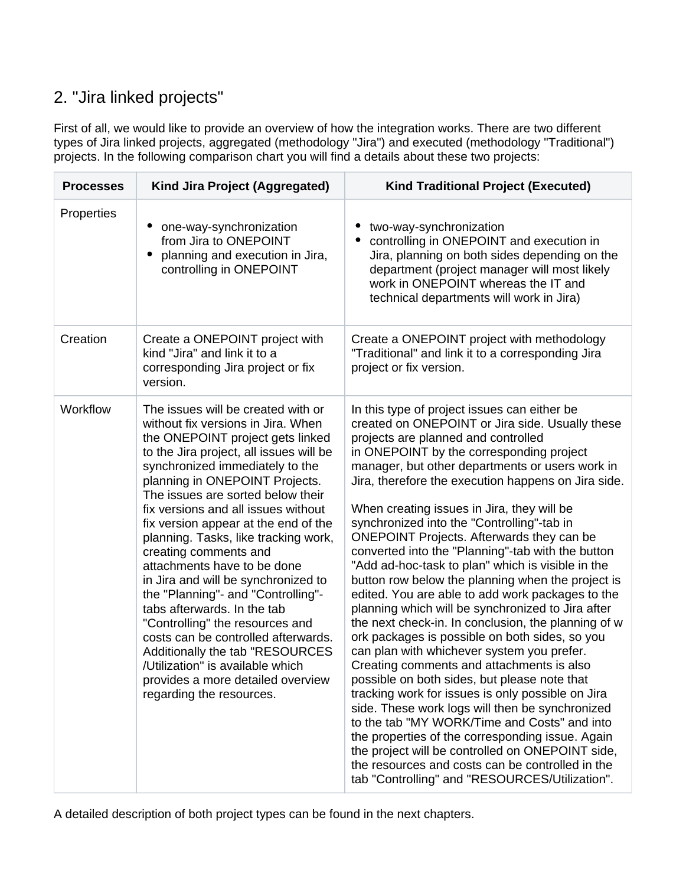## 2. "Jira linked projects"

First of all, we would like to provide an overview of how the integration works. There are two different types of Jira linked projects, aggregated (methodology "Jira") and executed (methodology "Traditional") projects. In the following comparison chart you will find a details about these two projects:

| Processes | Kind Jira Project (Aggregated) | Kind Traditional Project (Executed) |
|---|---|---|
| Properties | • one-way-synchronization from Jira to ONEPOINT<br>• planning and execution in Jira, controlling in ONEPOINT | • two-way-synchronization<br>• controlling in ONEPOINT and execution in Jira, planning on both sides depending on the department (project manager will most likely work in ONEPOINT whereas the IT and technical departments will work in Jira) |
| Creation | Create a ONEPOINT project with kind "Jira" and link it to a corresponding Jira project or fix version. | Create a ONEPOINT project with methodology "Traditional" and link it to a corresponding Jira project or fix version. |
| Workflow | The issues will be created with or without fix versions in Jira. When the ONEPOINT project gets linked to the Jira project, all issues will be synchronized immediately to the planning in ONEPOINT Projects. The issues are sorted below their fix versions and all issues without fix version appear at the end of the planning. Tasks, like tracking work, creating comments and attachments have to be done in Jira and will be synchronized to the "Planning"- and "Controlling"-tabs afterwards. In the tab "Controlling" the resources and costs can be controlled afterwards. Additionally the tab "RESOURCES/Utilization" is available which provides a more detailed overview regarding the resources. | In this type of project issues can either be created on ONEPOINT or Jira side. Usually these projects are planned and controlled in ONEPOINT by the corresponding project manager, but other departments or users work in Jira, therefore the execution happens on Jira side.<br><br>When creating issues in Jira, they will be synchronized into the "Controlling"-tab in ONEPOINT Projects. Afterwards they can be converted into the "Planning"-tab with the button "Add ad-hoc-task to plan" which is visible in the button row below the planning when the project is edited. You are able to add work packages to the planning which will be synchronized to Jira after the next check-in. In conclusion, the planning of work packages is possible on both sides, so you can plan with whichever system you prefer. Creating comments and attachments is also possible on both sides, but please note that tracking work for issues is only possible on Jira side. These work logs will then be synchronized to the tab "MY WORK/Time and Costs" and into the properties of the corresponding issue. Again the project will be controlled on ONEPOINT side, the resources and costs can be controlled in the tab "Controlling" and "RESOURCES/Utilization". |

A detailed description of both project types can be found in the next chapters.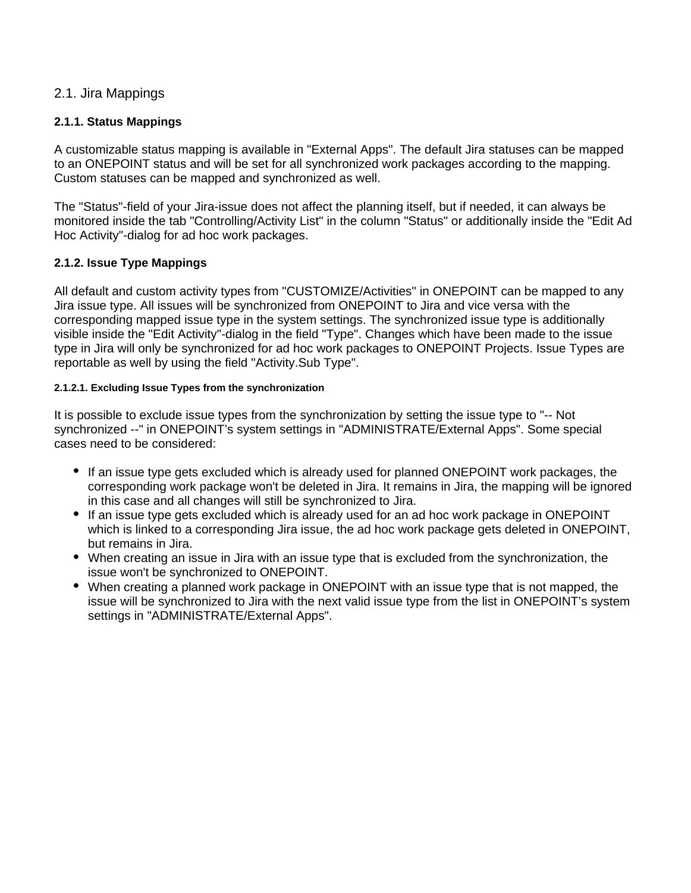## 2.1. Jira Mappings

### 2.1.1. Status Mappings

A customizable status mapping is available in "External Apps". The default Jira statuses can be mapped to an ONEPOINT status and will be set for all synchronized work packages according to the mapping. Custom statuses can be mapped and synchronized as well.

The "Status"-field of your Jira-issue does not affect the planning itself, but if needed, it can always be monitored inside the tab "Controlling/Activity List" in the column "Status" or additionally inside the "Edit Ad Hoc Activity"-dialog for ad hoc work packages.

### 2.1.2. Issue Type Mappings

All default and custom activity types from "CUSTOMIZE/Activities" in ONEPOINT can be mapped to any Jira issue type. All issues will be synchronized from ONEPOINT to Jira and vice versa with the corresponding mapped issue type in the system settings. The synchronized issue type is additionally visible inside the "Edit Activity"-dialog in the field "Type". Changes which have been made to the issue type in Jira will only be synchronized for ad hoc work packages to ONEPOINT Projects. Issue Types are reportable as well by using the field "Activity.Sub Type".

#### 2.1.2.1. Excluding Issue Types from the synchronization

It is possible to exclude issue types from the synchronization by setting the issue type to "-- Not synchronized --" in ONEPOINT’s system settings in "ADMINISTRATE/External Apps". Some special cases need to be considered:

- If an issue type gets excluded which is already used for planned ONEPOINT work packages, the corresponding work package won't be deleted in Jira. It remains in Jira, the mapping will be ignored in this case and all changes will still be synchronized to Jira.
- If an issue type gets excluded which is already used for an ad hoc work package in ONEPOINT which is linked to a corresponding Jira issue, the ad hoc work package gets deleted in ONEPOINT, but remains in Jira.
- When creating an issue in Jira with an issue type that is excluded from the synchronization, the issue won't be synchronized to ONEPOINT.
- When creating a planned work package in ONEPOINT with an issue type that is not mapped, the issue will be synchronized to Jira with the next valid issue type from the list in ONEPOINT’s system settings in "ADMINISTRATE/External Apps".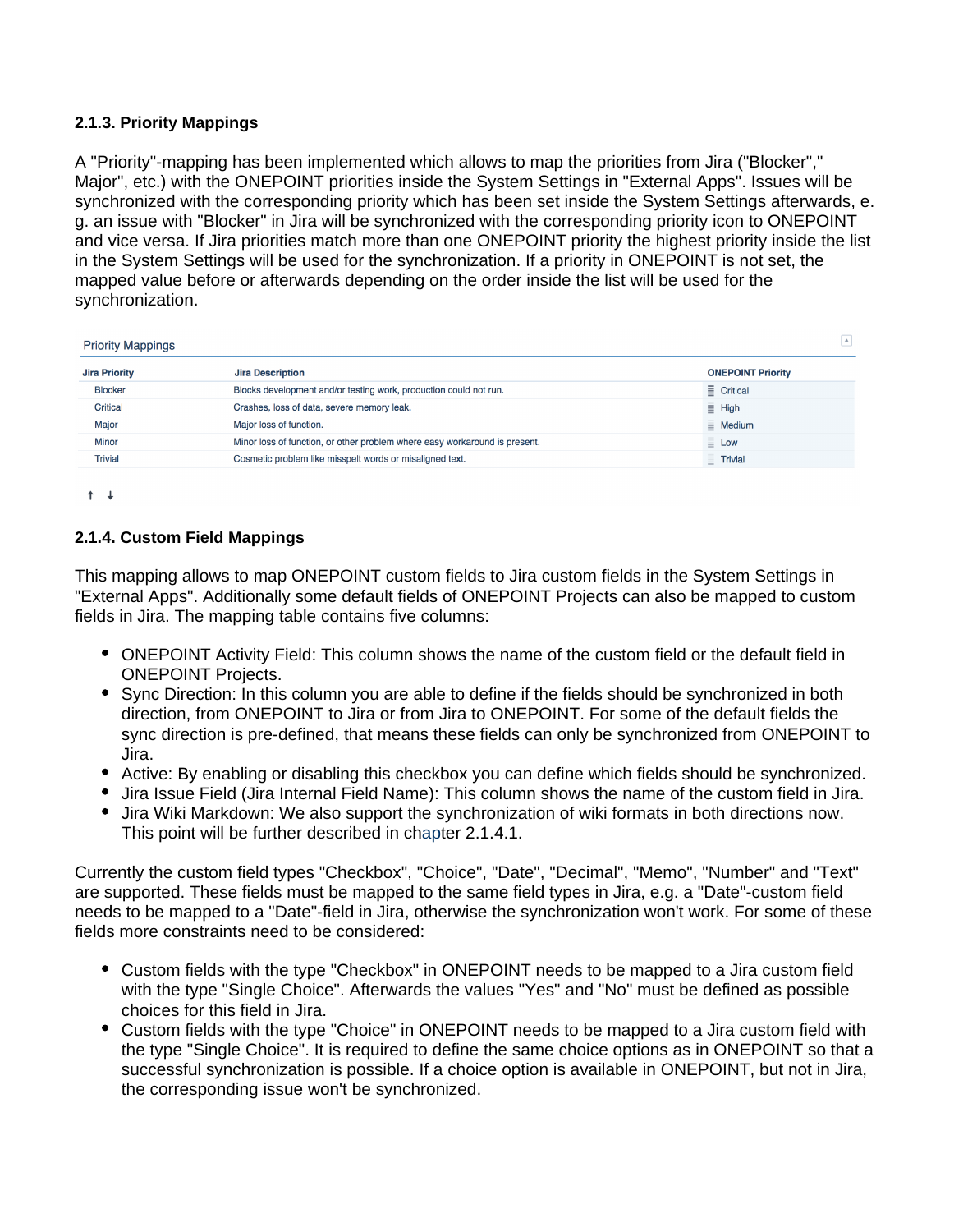### 2.1.3. Priority Mappings

A "Priority"-mapping has been implemented which allows to map the priorities from Jira ("Blocker"," Major", etc.) with the ONEPOINT priorities inside the System Settings in "External Apps". Issues will be synchronized with the corresponding priority which has been set inside the System Settings afterwards, e. g. an issue with "Blocker" in Jira will be synchronized with the corresponding priority icon to ONEPOINT and vice versa. If Jira priorities match more than one ONEPOINT priority the highest priority inside the list in the System Settings will be used for the synchronization. If a priority in ONEPOINT is not set, the mapped value before or afterwards depending on the order inside the list will be used for the synchronization.

Priority Mappings

| Jira Priority | Jira Description | ONEPOINT Priority |
|---|---|---|
| Blocker | Blocks development and/or testing work, production could not run. | Critical |
| Critical | Crashes, loss of data, severe memory leak. | High |
| Major | Major loss of function. | Medium |
| Minor | Minor loss of function, or other problem where easy workaround is present. | Low |
| Trivial | Cosmetic problem like misspelt words or misaligned text. | Trivial |

### 2.1.4. Custom Field Mappings

This mapping allows to map ONEPOINT custom fields to Jira custom fields in the System Settings in "External Apps". Additionally some default fields of ONEPOINT Projects can also be mapped to custom fields in Jira. The mapping table contains five columns:

- ONEPOINT Activity Field: This column shows the name of the custom field or the default field in ONEPOINT Projects.
- Sync Direction: In this column you are able to define if the fields should be synchronized in both direction, from ONEPOINT to Jira or from Jira to ONEPOINT. For some of the default fields the sync direction is pre-defined, that means these fields can only be synchronized from ONEPOINT to Jira.
- Active: By enabling or disabling this checkbox you can define which fields should be synchronized.
- Jira Issue Field (Jira Internal Field Name): This column shows the name of the custom field in Jira.
- Jira Wiki Markdown: We also support the synchronization of wiki formats in both directions now. This point will be further described in chapter 2.1.4.1.

Currently the custom field types "Checkbox", "Choice", "Date", "Decimal", "Memo", "Number" and "Text" are supported. These fields must be mapped to the same field types in Jira, e.g. a "Date"-custom field needs to be mapped to a "Date"-field in Jira, otherwise the synchronization won't work. For some of these fields more constraints need to be considered:

- Custom fields with the type "Checkbox" in ONEPOINT needs to be mapped to a Jira custom field with the type "Single Choice". Afterwards the values "Yes" and "No" must be defined as possible choices for this field in Jira.
- Custom fields with the type "Choice" in ONEPOINT needs to be mapped to a Jira custom field with the type "Single Choice". It is required to define the same choice options as in ONEPOINT so that a successful synchronization is possible. If a choice option is available in ONEPOINT, but not in Jira, the corresponding issue won't be synchronized.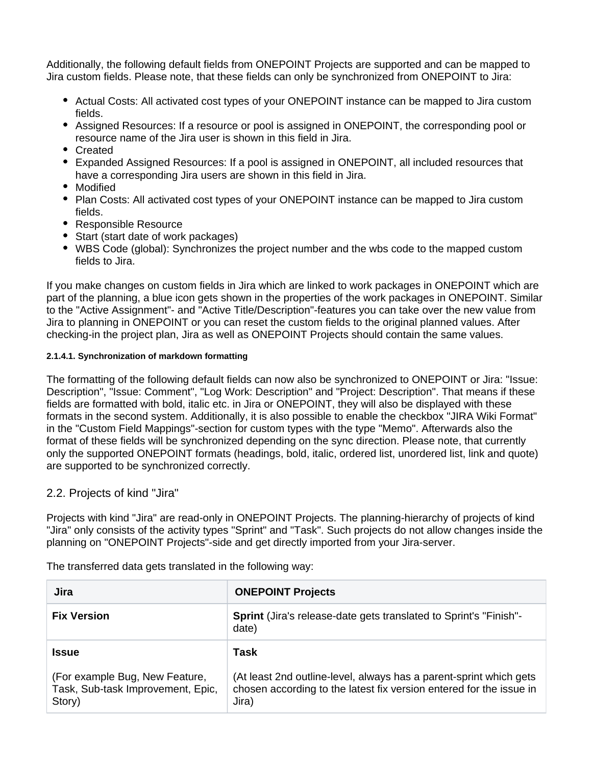Additionally, the following default fields from ONEPOINT Projects are supported and can be mapped to Jira custom fields. Please note, that these fields can only be synchronized from ONEPOINT to Jira:

- Actual Costs: All activated cost types of your ONEPOINT instance can be mapped to Jira custom fields.
- Assigned Resources: If a resource or pool is assigned in ONEPOINT, the corresponding pool or resource name of the Jira user is shown in this field in Jira.
- Created
- Expanded Assigned Resources: If a pool is assigned in ONEPOINT, all included resources that have a corresponding Jira users are shown in this field in Jira.
- Modified
- Plan Costs: All activated cost types of your ONEPOINT instance can be mapped to Jira custom fields.
- Responsible Resource
- Start (start date of work packages)
- WBS Code (global): Synchronizes the project number and the wbs code to the mapped custom fields to Jira.

If you make changes on custom fields in Jira which are linked to work packages in ONEPOINT which are part of the planning, a blue icon gets shown in the properties of the work packages in ONEPOINT. Similar to the "Active Assignment"- and "Active Title/Description"-features you can take over the new value from Jira to planning in ONEPOINT or you can reset the custom fields to the original planned values. After checking-in the project plan, Jira as well as ONEPOINT Projects should contain the same values.

##### 2.1.4.1. Synchronization of markdown formatting

The formatting of the following default fields can now also be synchronized to ONEPOINT or Jira: "Issue: Description", "Issue: Comment", "Log Work: Description" and "Project: Description". That means if these fields are formatted with bold, italic etc. in Jira or ONEPOINT, they will also be displayed with these formats in the second system. Additionally, it is also possible to enable the checkbox "JIRA Wiki Format" in the "Custom Field Mappings"-section for custom types with the type "Memo". Afterwards also the format of these fields will be synchronized depending on the sync direction. Please note, that currently only the supported ONEPOINT formats (headings, bold, italic, ordered list, unordered list, link and quote) are supported to be synchronized correctly.

## 2.2. Projects of kind "Jira"

Projects with kind "Jira" are read-only in ONEPOINT Projects. The planning-hierarchy of projects of kind "Jira" only consists of the activity types "Sprint" and "Task". Such projects do not allow changes inside the planning on "ONEPOINT Projects"-side and get directly imported from your Jira-server.

The transferred data gets translated in the following way:

| Jira | ONEPOINT Projects |
|---|---|
| **Fix Version** | **Sprint** (Jira's release-date gets translated to Sprint's "Finish"-date) |
| **Issue**<br><br>(For example Bug, New Feature, Task, Sub-task Improvement, Epic, Story) | **Task**<br><br>(At least 2nd outline-level, always has a parent-sprint which gets chosen according to the latest fix version entered for the issue in Jira) |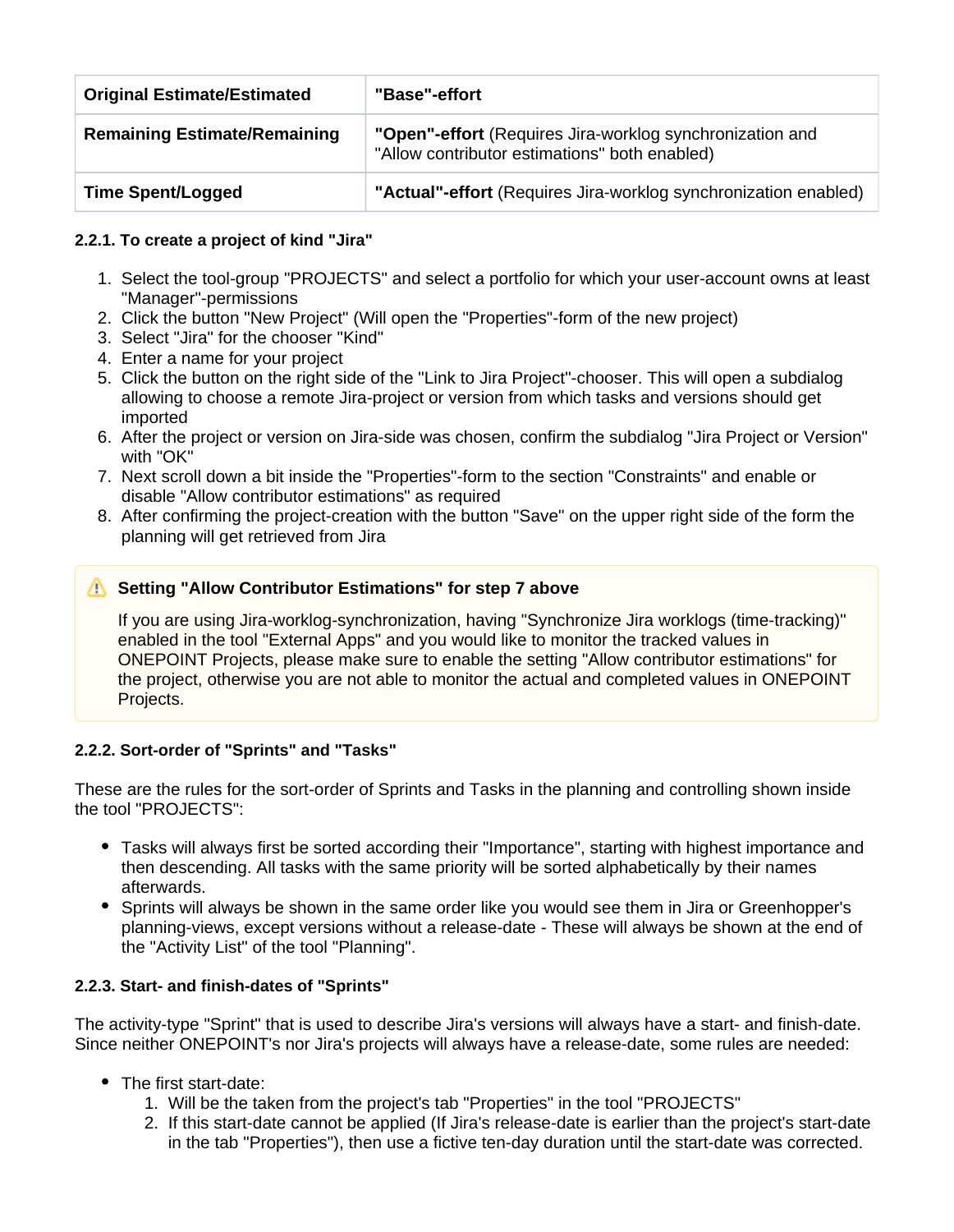| Original Estimate/Estimated | "Base"-effort |
|---|---|
| Remaining Estimate/Remaining | **"Open"-effort** (Requires Jira-worklog synchronization and "Allow contributor estimations" both enabled) |
| Time Spent/Logged | **"Actual"-effort** (Requires Jira-worklog synchronization enabled) |

#### 2.2.1. To create a project of kind "Jira"

1. Select the tool-group "PROJECTS" and select a portfolio for which your user-account owns at least "Manager"-permissions
2. Click the button "New Project" (Will open the "Properties"-form of the new project)
3. Select "Jira" for the chooser "Kind"
4. Enter a name for your project
5. Click the button on the right side of the "Link to Jira Project"-chooser. This will open a subdialog allowing to choose a remote Jira-project or version from which tasks and versions should get imported
6. After the project or version on Jira-side was chosen, confirm the subdialog "Jira Project or Version" with "OK"
7. Next scroll down a bit inside the "Properties"-form to the section "Constraints" and enable or disable "Allow contributor estimations" as required
8. After confirming the project-creation with the button "Save" on the upper right side of the form the planning will get retrieved from Jira

> ⚠ **Setting "Allow Contributor Estimations" for step 7 above**
>
> If you are using Jira-worklog-synchronization, having "Synchronize Jira worklogs (time-tracking)" enabled in the tool "External Apps" and you would like to monitor the tracked values in ONEPOINT Projects, please make sure to enable the setting "Allow contributor estimations" for the project, otherwise you are not able to monitor the actual and completed values in ONEPOINT Projects.

#### 2.2.2. Sort-order of "Sprints" and "Tasks"

These are the rules for the sort-order of Sprints and Tasks in the planning and controlling shown inside the tool "PROJECTS":

- Tasks will always first be sorted according their "Importance", starting with highest importance and then descending. All tasks with the same priority will be sorted alphabetically by their names afterwards.
- Sprints will always be shown in the same order like you would see them in Jira or Greenhopper's planning-views, except versions without a release-date - These will always be shown at the end of the "Activity List" of the tool "Planning".

#### 2.2.3. Start- and finish-dates of "Sprints"

The activity-type "Sprint" that is used to describe Jira's versions will always have a start- and finish-date. Since neither ONEPOINT's nor Jira's projects will always have a release-date, some rules are needed:

- The first start-date:
  1. Will be the taken from the project's tab "Properties" in the tool "PROJECTS"
  2. If this start-date cannot be applied (If Jira's release-date is earlier than the project's start-date in the tab "Properties"), then use a fictive ten-day duration until the start-date was corrected.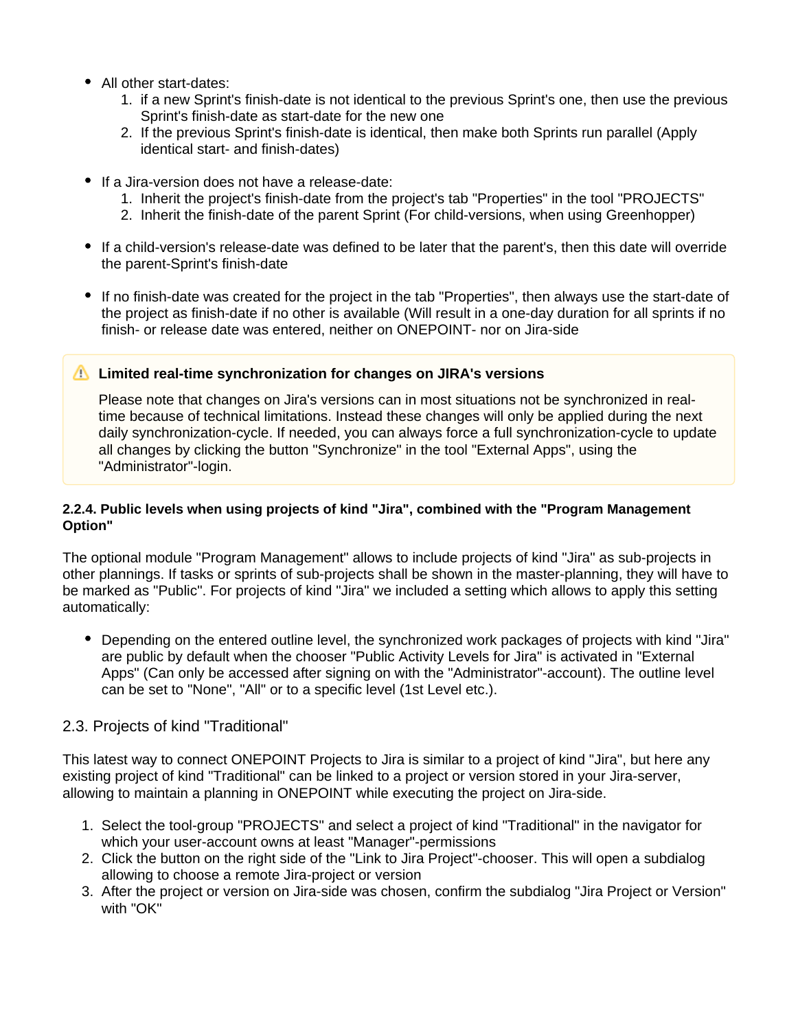- All other start-dates:
  1. if a new Sprint's finish-date is not identical to the previous Sprint's one, then use the previous Sprint's finish-date as start-date for the new one
  2. If the previous Sprint's finish-date is identical, then make both Sprints run parallel (Apply identical start- and finish-dates)

- If a Jira-version does not have a release-date:
  1. Inherit the project's finish-date from the project's tab "Properties" in the tool "PROJECTS"
  2. Inherit the finish-date of the parent Sprint (For child-versions, when using Greenhopper)

- If a child-version's release-date was defined to be later that the parent's, then this date will override the parent-Sprint's finish-date

- If no finish-date was created for the project in the tab "Properties", then always use the start-date of the project as finish-date if no other is available (Will result in a one-day duration for all sprints if no finish- or release date was entered, neither on ONEPOINT- nor on Jira-side

> ⚠ **Limited real-time synchronization for changes on JIRA's versions**
>
> Please note that changes on Jira's versions can in most situations not be synchronized in real-time because of technical limitations. Instead these changes will only be applied during the next daily synchronization-cycle. If needed, you can always force a full synchronization-cycle to update all changes by clicking the button "Synchronize" in the tool "External Apps", using the "Administrator"-login.

#### 2.2.4. Public levels when using projects of kind "Jira", combined with the "Program Management Option"

The optional module "Program Management" allows to include projects of kind "Jira" as sub-projects in other plannings. If tasks or sprints of sub-projects shall be shown in the master-planning, they will have to be marked as "Public". For projects of kind "Jira" we included a setting which allows to apply this setting automatically:

- Depending on the entered outline level, the synchronized work packages of projects with kind "Jira" are public by default when the chooser "Public Activity Levels for Jira" is activated in "External Apps" (Can only be accessed after signing on with the "Administrator"-account). The outline level can be set to "None", "All" or to a specific level (1st Level etc.).

### 2.3. Projects of kind "Traditional"

This latest way to connect ONEPOINT Projects to Jira is similar to a project of kind "Jira", but here any existing project of kind "Traditional" can be linked to a project or version stored in your Jira-server, allowing to maintain a planning in ONEPOINT while executing the project on Jira-side.

1. Select the tool-group "PROJECTS" and select a project of kind "Traditional" in the navigator for which your user-account owns at least "Manager"-permissions
2. Click the button on the right side of the "Link to Jira Project"-chooser. This will open a subdialog allowing to choose a remote Jira-project or version
3. After the project or version on Jira-side was chosen, confirm the subdialog "Jira Project or Version" with "OK"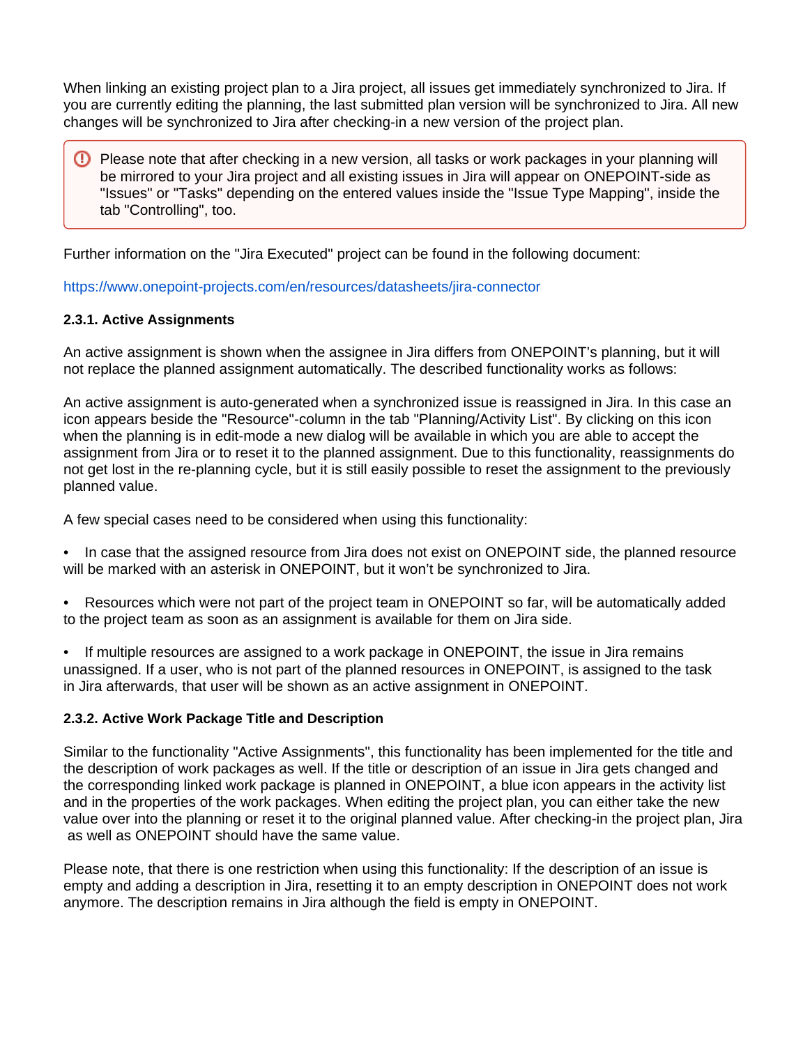When linking an existing project plan to a Jira project, all issues get immediately synchronized to Jira. If you are currently editing the planning, the last submitted plan version will be synchronized to Jira. All new changes will be synchronized to Jira after checking-in a new version of the project plan.

> Please note that after checking in a new version, all tasks or work packages in your planning will be mirrored to your Jira project and all existing issues in Jira will appear on ONEPOINT-side as "Issues" or "Tasks" depending on the entered values inside the "Issue Type Mapping", inside the tab "Controlling", too.

Further information on the "Jira Executed" project can be found in the following document:

https://www.onepoint-projects.com/en/resources/datasheets/jira-connector

#### 2.3.1. Active Assignments

An active assignment is shown when the assignee in Jira differs from ONEPOINT's planning, but it will not replace the planned assignment automatically. The described functionality works as follows:

An active assignment is auto-generated when a synchronized issue is reassigned in Jira. In this case an icon appears beside the "Resource"-column in the tab "Planning/Activity List". By clicking on this icon when the planning is in edit-mode a new dialog will be available in which you are able to accept the assignment from Jira or to reset it to the planned assignment. Due to this functionality, reassignments do not get lost in the re-planning cycle, but it is still easily possible to reset the assignment to the previously planned value.

A few special cases need to be considered when using this functionality:

- In case that the assigned resource from Jira does not exist on ONEPOINT side, the planned resource will be marked with an asterisk in ONEPOINT, but it won't be synchronized to Jira.
- Resources which were not part of the project team in ONEPOINT so far, will be automatically added to the project team as soon as an assignment is available for them on Jira side.
- If multiple resources are assigned to a work package in ONEPOINT, the issue in Jira remains unassigned. If a user, who is not part of the planned resources in ONEPOINT, is assigned to the task in Jira afterwards, that user will be shown as an active assignment in ONEPOINT.

#### 2.3.2. Active Work Package Title and Description

Similar to the functionality "Active Assignments", this functionality has been implemented for the title and the description of work packages as well. If the title or description of an issue in Jira gets changed and the corresponding linked work package is planned in ONEPOINT, a blue icon appears in the activity list and in the properties of the work packages. When editing the project plan, you can either take the new value over into the planning or reset it to the original planned value. After checking-in the project plan, Jira as well as ONEPOINT should have the same value.

Please note, that there is one restriction when using this functionality: If the description of an issue is empty and adding a description in Jira, resetting it to an empty description in ONEPOINT does not work anymore. The description remains in Jira although the field is empty in ONEPOINT.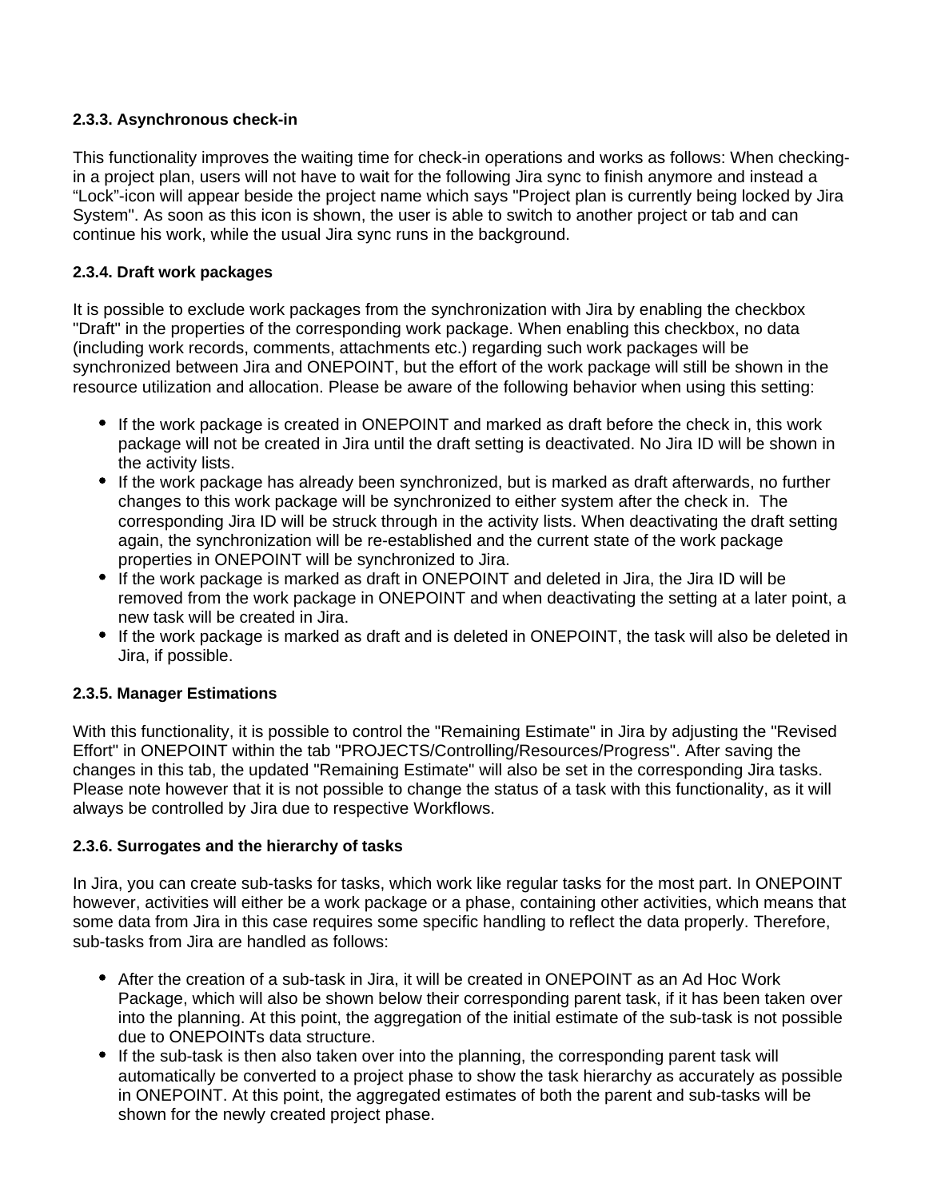**2.3.3. Asynchronous check-in**

This functionality improves the waiting time for check-in operations and works as follows: When checking-in a project plan, users will not have to wait for the following Jira sync to finish anymore and instead a “Lock”-icon will appear beside the project name which says "Project plan is currently being locked by Jira System". As soon as this icon is shown, the user is able to switch to another project or tab and can continue his work, while the usual Jira sync runs in the background.

**2.3.4. Draft work packages**

It is possible to exclude work packages from the synchronization with Jira by enabling the checkbox "Draft" in the properties of the corresponding work package. When enabling this checkbox, no data (including work records, comments, attachments etc.) regarding such work packages will be synchronized between Jira and ONEPOINT, but the effort of the work package will still be shown in the resource utilization and allocation. Please be aware of the following behavior when using this setting:

- If the work package is created in ONEPOINT and marked as draft before the check in, this work package will not be created in Jira until the draft setting is deactivated. No Jira ID will be shown in the activity lists.
- If the work package has already been synchronized, but is marked as draft afterwards, no further changes to this work package will be synchronized to either system after the check in. The corresponding Jira ID will be struck through in the activity lists. When deactivating the draft setting again, the synchronization will be re-established and the current state of the work package properties in ONEPOINT will be synchronized to Jira.
- If the work package is marked as draft in ONEPOINT and deleted in Jira, the Jira ID will be removed from the work package in ONEPOINT and when deactivating the setting at a later point, a new task will be created in Jira.
- If the work package is marked as draft and is deleted in ONEPOINT, the task will also be deleted in Jira, if possible.

**2.3.5. Manager Estimations**

With this functionality, it is possible to control the "Remaining Estimate" in Jira by adjusting the "Revised Effort" in ONEPOINT within the tab "PROJECTS/Controlling/Resources/Progress". After saving the changes in this tab, the updated "Remaining Estimate" will also be set in the corresponding Jira tasks. Please note however that it is not possible to change the status of a task with this functionality, as it will always be controlled by Jira due to respective Workflows.

**2.3.6. Surrogates and the hierarchy of tasks**

In Jira, you can create sub-tasks for tasks, which work like regular tasks for the most part. In ONEPOINT however, activities will either be a work package or a phase, containing other activities, which means that some data from Jira in this case requires some specific handling to reflect the data properly. Therefore, sub-tasks from Jira are handled as follows:

- After the creation of a sub-task in Jira, it will be created in ONEPOINT as an Ad Hoc Work Package, which will also be shown below their corresponding parent task, if it has been taken over into the planning. At this point, the aggregation of the initial estimate of the sub-task is not possible due to ONEPOINTs data structure.
- If the sub-task is then also taken over into the planning, the corresponding parent task will automatically be converted to a project phase to show the task hierarchy as accurately as possible in ONEPOINT. At this point, the aggregated estimates of both the parent and sub-tasks will be shown for the newly created project phase.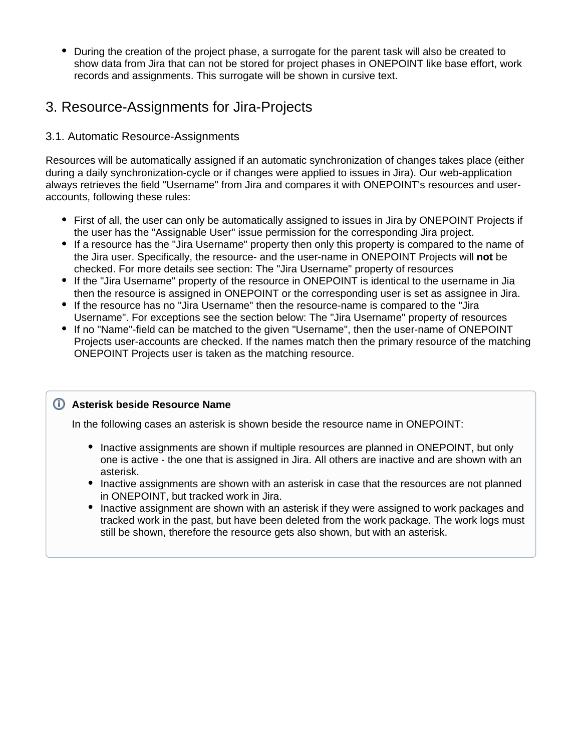- During the creation of the project phase, a surrogate for the parent task will also be created to show data from Jira that can not be stored for project phases in ONEPOINT like base effort, work records and assignments. This surrogate will be shown in cursive text.

## 3. Resource-Assignments for Jira-Projects

### 3.1. Automatic Resource-Assignments

Resources will be automatically assigned if an automatic synchronization of changes takes place (either during a daily synchronization-cycle or if changes were applied to issues in Jira). Our web-application always retrieves the field "Username" from Jira and compares it with ONEPOINT's resources and user-accounts, following these rules:

- First of all, the user can only be automatically assigned to issues in Jira by ONEPOINT Projects if the user has the "Assignable User" issue permission for the corresponding Jira project.
- If a resource has the "Jira Username" property then only this property is compared to the name of the Jira user. Specifically, the resource- and the user-name in ONEPOINT Projects will **not** be checked. For more details see section: The "Jira Username" property of resources
- If the "Jira Username" property of the resource in ONEPOINT is identical to the username in Jia then the resource is assigned in ONEPOINT or the corresponding user is set as assignee in Jira.
- If the resource has no "Jira Username" then the resource-name is compared to the "Jira Username". For exceptions see the section below: The "Jira Username" property of resources
- If no "Name"-field can be matched to the given "Username", then the user-name of ONEPOINT Projects user-accounts are checked. If the names match then the primary resource of the matching ONEPOINT Projects user is taken as the matching resource.

> **Asterisk beside Resource Name**
>
> In the following cases an asterisk is shown beside the resource name in ONEPOINT:
>
> - Inactive assignments are shown if multiple resources are planned in ONEPOINT, but only one is active - the one that is assigned in Jira. All others are inactive and are shown with an asterisk.
> - Inactive assignments are shown with an asterisk in case that the resources are not planned in ONEPOINT, but tracked work in Jira.
> - Inactive assignment are shown with an asterisk if they were assigned to work packages and tracked work in the past, but have been deleted from the work package. The work logs must still be shown, therefore the resource gets also shown, but with an asterisk.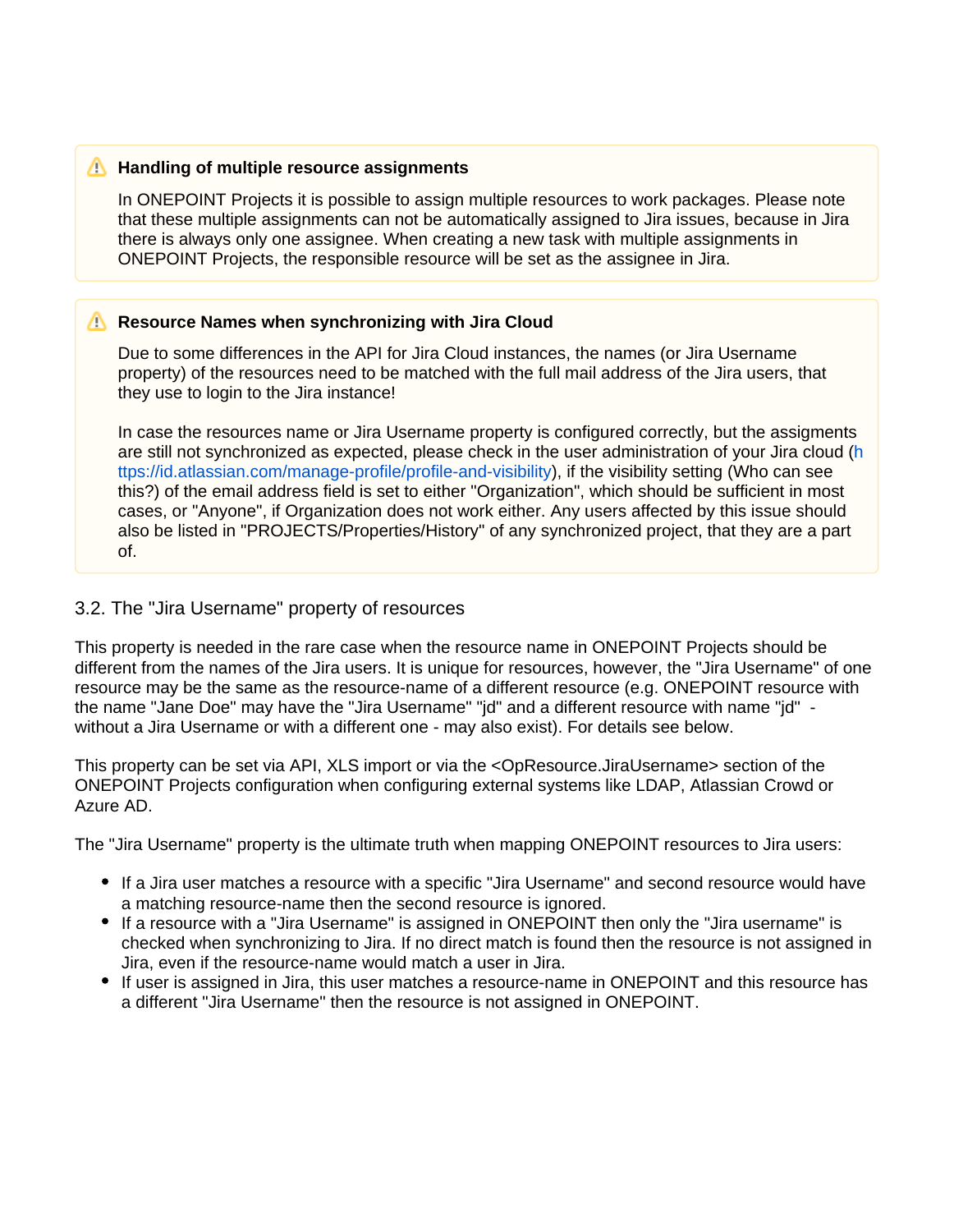> ⚠ **Handling of multiple resource assignments**
>
> In ONEPOINT Projects it is possible to assign multiple resources to work packages. Please note that these multiple assignments can not be automatically assigned to Jira issues, because in Jira there is always only one assignee. When creating a new task with multiple assignments in ONEPOINT Projects, the responsible resource will be set as the assignee in Jira.

> ⚠ **Resource Names when synchronizing with Jira Cloud**
>
> Due to some differences in the API for Jira Cloud instances, the names (or Jira Username property) of the resources need to be matched with the full mail address of the Jira users, that they use to login to the Jira instance!
>
> In case the resources name or Jira Username property is configured correctly, but the assignments are still not synchronized as expected, please check in the user administration of your Jira cloud (https://id.atlassian.com/manage-profile/profile-and-visibility), if the visibility setting (Who can see this?) of the email address field is set to either "Organization", which should be sufficient in most cases, or "Anyone", if Organization does not work either. Any users affected by this issue should also be listed in "PROJECTS/Properties/History" of any synchronized project, that they are a part of.

## 3.2. The "Jira Username" property of resources

This property is needed in the rare case when the resource name in ONEPOINT Projects should be different from the names of the Jira users. It is unique for resources, however, the "Jira Username" of one resource may be the same as the resource-name of a different resource (e.g. ONEPOINT resource with the name "Jane Doe" may have the "Jira Username" "jd" and a different resource with name "jd" - without a Jira Username or with a different one - may also exist). For details see below.

This property can be set via API, XLS import or via the <OpResource.JiraUsername> section of the ONEPOINT Projects configuration when configuring external systems like LDAP, Atlassian Crowd or Azure AD.

The "Jira Username" property is the ultimate truth when mapping ONEPOINT resources to Jira users:

- If a Jira user matches a resource with a specific "Jira Username" and second resource would have a matching resource-name then the second resource is ignored.
- If a resource with a "Jira Username" is assigned in ONEPOINT then only the "Jira username" is checked when synchronizing to Jira. If no direct match is found then the resource is not assigned in Jira, even if the resource-name would match a user in Jira.
- If user is assigned in Jira, this user matches a resource-name in ONEPOINT and this resource has a different "Jira Username" then the resource is not assigned in ONEPOINT.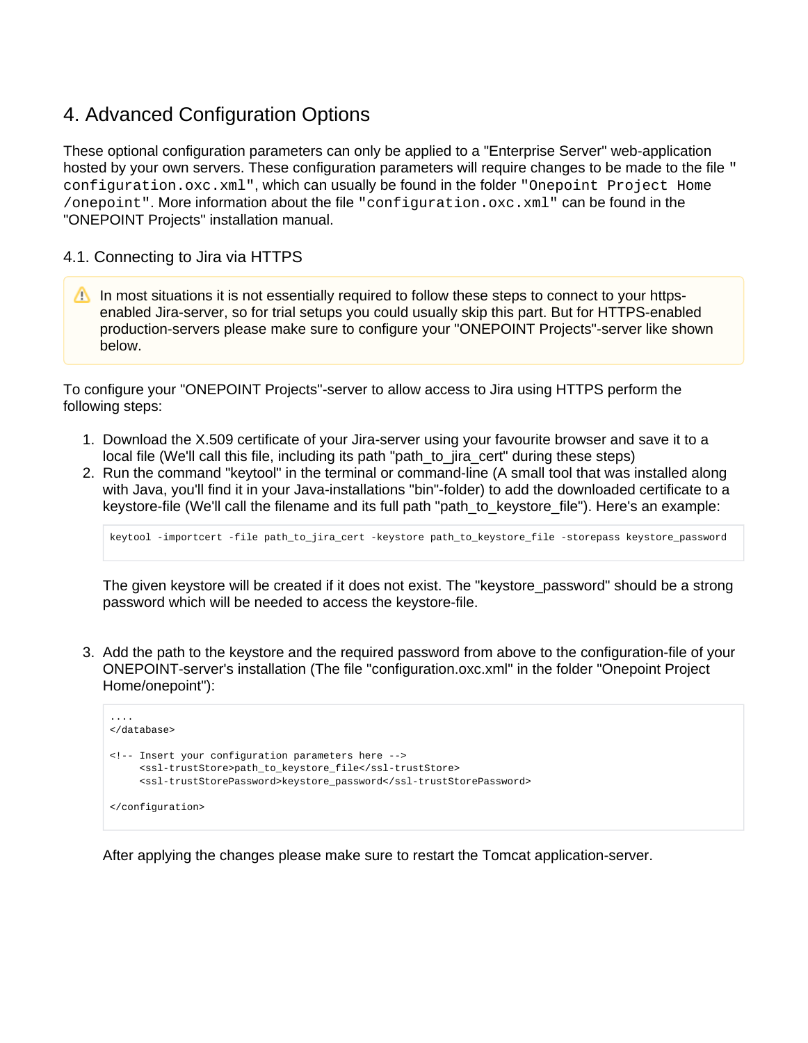# 4. Advanced Configuration Options

These optional configuration parameters can only be applied to a "Enterprise Server" web-application hosted by your own servers. These configuration parameters will require changes to be made to the file "`configuration.oxc.xml`", which can usually be found in the folder "`Onepoint Project Home /onepoint`". More information about the file "`configuration.oxc.xml`" can be found in the "ONEPOINT Projects" installation manual.

## 4.1. Connecting to Jira via HTTPS

> ⚠ In most situations it is not essentially required to follow these steps to connect to your https-enabled Jira-server, so for trial setups you could usually skip this part. But for HTTPS-enabled production-servers please make sure to configure your "ONEPOINT Projects"-server like shown below.

To configure your "ONEPOINT Projects"-server to allow access to Jira using HTTPS perform the following steps:

1. Download the X.509 certificate of your Jira-server using your favourite browser and save it to a local file (We'll call this file, including its path "path_to_jira_cert" during these steps)
2. Run the command "keytool" in the terminal or command-line (A small tool that was installed along with Java, you'll find it in your Java-installations "bin"-folder) to add the downloaded certificate to a keystore-file (We'll call the filename and its full path "path_to_keystore_file"). Here's an example:

   ```
   keytool -importcert -file path_to_jira_cert -keystore path_to_keystore_file -storepass keystore_password
   ```

   The given keystore will be created if it does not exist. The "keystore_password" should be a strong password which will be needed to access the keystore-file.

3. Add the path to the keystore and the required password from above to the configuration-file of your ONEPOINT-server's installation (The file "configuration.oxc.xml" in the folder "Onepoint Project Home/onepoint"):

   ```
   ....
   </database>

   <!-- Insert your configuration parameters here -->
        <ssl-trustStore>path_to_keystore_file</ssl-trustStore>
        <ssl-trustStorePassword>keystore_password</ssl-trustStorePassword>

   </configuration>
   ```

   After applying the changes please make sure to restart the Tomcat application-server.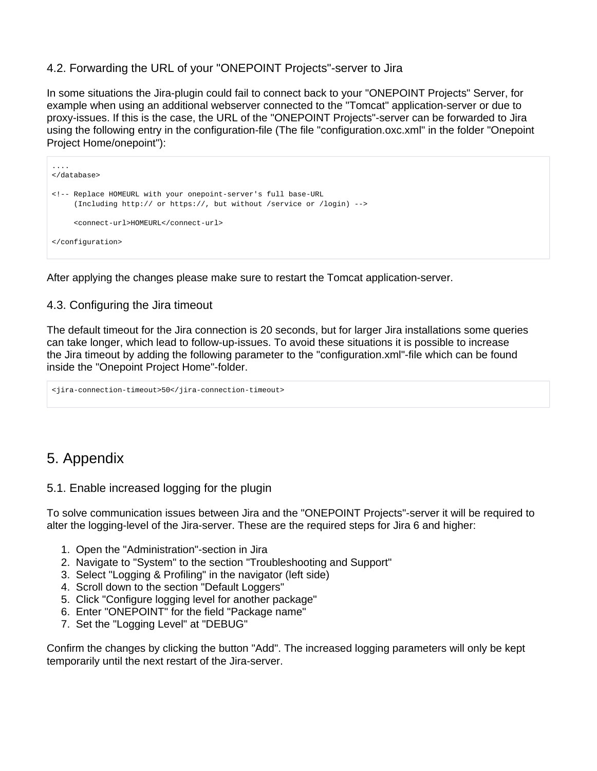### 4.2. Forwarding the URL of your "ONEPOINT Projects"-server to Jira

In some situations the Jira-plugin could fail to connect back to your "ONEPOINT Projects" Server, for example when using an additional webserver connected to the "Tomcat" application-server or due to proxy-issues. If this is the case, the URL of the "ONEPOINT Projects"-server can be forwarded to Jira using the following entry in the configuration-file (The file "configuration.oxc.xml" in the folder "Onepoint Project Home/onepoint"):

```
....
</database>

<!-- Replace HOMEURL with your onepoint-server's full base-URL
     (Including http:// or https://, but without /service or /login) -->

     <connect-url>HOMEURL</connect-url>

</configuration>
```

After applying the changes please make sure to restart the Tomcat application-server.

### 4.3. Configuring the Jira timeout

The default timeout for the Jira connection is 20 seconds, but for larger Jira installations some queries can take longer, which lead to follow-up-issues. To avoid these situations it is possible to increase the Jira timeout by adding the following parameter to the "configuration.xml"-file which can be found inside the "Onepoint Project Home"-folder.

```
<jira-connection-timeout>50</jira-connection-timeout>
```

## 5. Appendix

### 5.1. Enable increased logging for the plugin

To solve communication issues between Jira and the "ONEPOINT Projects"-server it will be required to alter the logging-level of the Jira-server. These are the required steps for Jira 6 and higher:

1. Open the "Administration"-section in Jira
2. Navigate to "System" to the section "Troubleshooting and Support"
3. Select "Logging & Profiling" in the navigator (left side)
4. Scroll down to the section "Default Loggers"
5. Click "Configure logging level for another package"
6. Enter "ONEPOINT" for the field "Package name"
7. Set the "Logging Level" at "DEBUG"

Confirm the changes by clicking the button "Add". The increased logging parameters will only be kept temporarily until the next restart of the Jira-server.